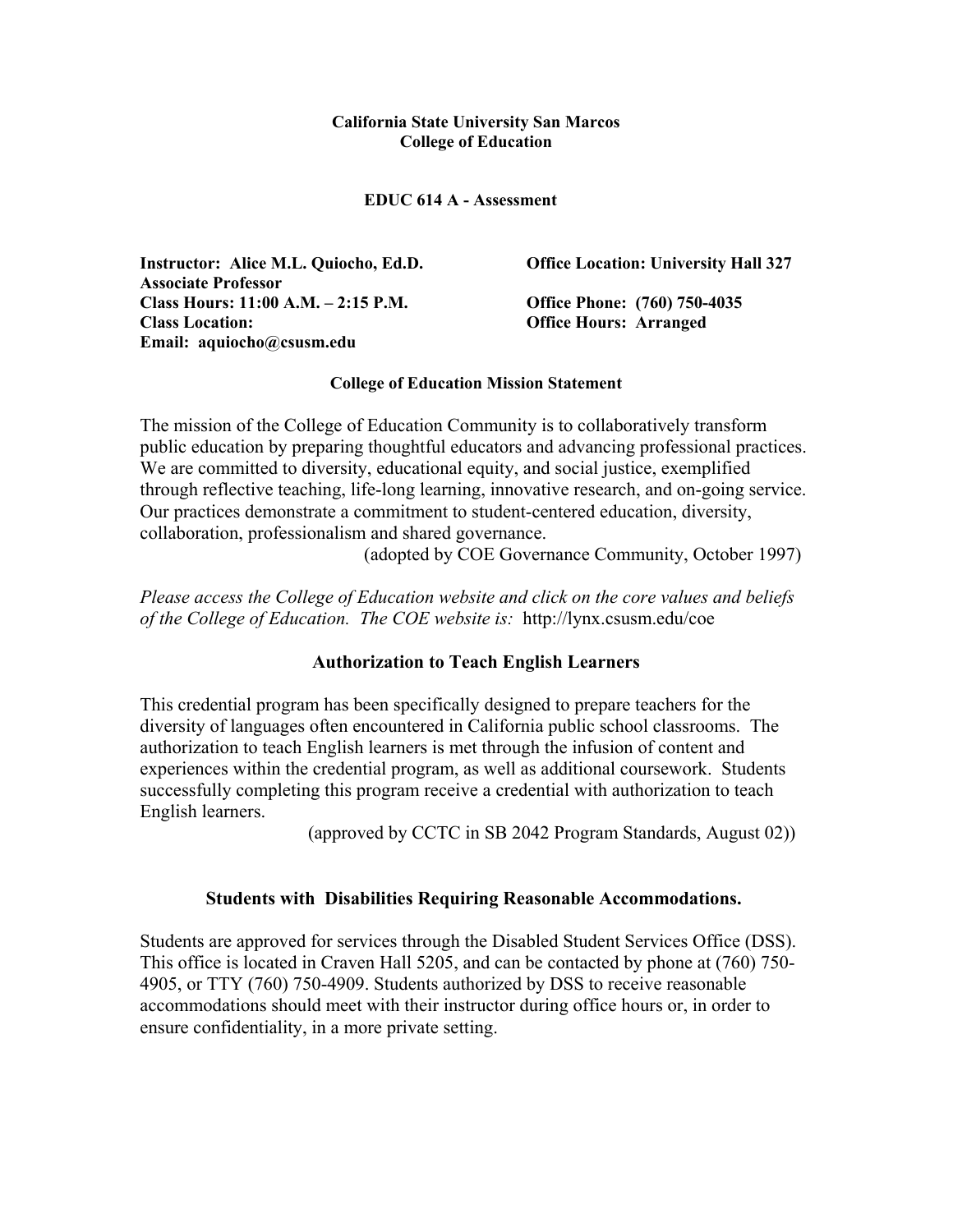**California State University San Marcos**
**College of Education**

# EDUC 614 A - Assessment

**Instructor: Alice M.L. Quiocho, Ed.D.**
**Associate Professor**
**Class Hours: 11:00 A.M. – 2:15 P.M.**
**Class Location:**
**Email: aquiocho@csusm.edu**

**Office Location: University Hall 327**
**Office Phone: (760) 750-4035**
**Office Hours: Arranged**

## College of Education Mission Statement

The mission of the College of Education Community is to collaboratively transform public education by preparing thoughtful educators and advancing professional practices. We are committed to diversity, educational equity, and social justice, exemplified through reflective teaching, life-long learning, innovative research, and on-going service. Our practices demonstrate a commitment to student-centered education, diversity, collaboration, professionalism and shared governance.

(adopted by COE Governance Community, October 1997)

*Please access the College of Education website and click on the core values and beliefs of the College of Education. The COE website is:* http://lynx.csusm.edu/coe

## Authorization to Teach English Learners

This credential program has been specifically designed to prepare teachers for the diversity of languages often encountered in California public school classrooms. The authorization to teach English learners is met through the infusion of content and experiences within the credential program, as well as additional coursework. Students successfully completing this program receive a credential with authorization to teach English learners.

(approved by CCTC in SB 2042 Program Standards, August 02))

## Students with Disabilities Requiring Reasonable Accommodations.

Students are approved for services through the Disabled Student Services Office (DSS). This office is located in Craven Hall 5205, and can be contacted by phone at (760) 750-4905, or TTY (760) 750-4909. Students authorized by DSS to receive reasonable accommodations should meet with their instructor during office hours or, in order to ensure confidentiality, in a more private setting.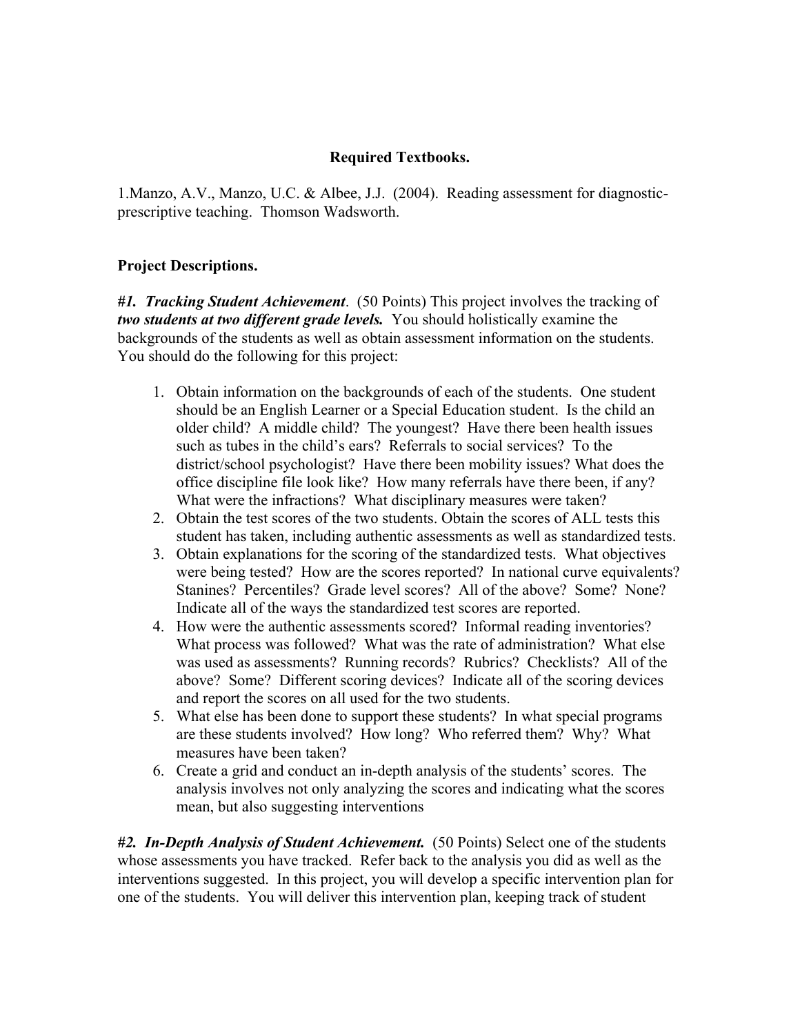**Required Textbooks.**

1.Manzo, A.V., Manzo, U.C. & Albee, J.J. (2004). Reading assessment for diagnostic-prescriptive teaching. Thomson Wadsworth.

**Project Descriptions.**

***#1. Tracking Student Achievement***. (50 Points) This project involves the tracking of ***two students at two different grade levels.*** You should holistically examine the backgrounds of the students as well as obtain assessment information on the students. You should do the following for this project:

1. Obtain information on the backgrounds of each of the students. One student should be an English Learner or a Special Education student. Is the child an older child? A middle child? The youngest? Have there been health issues such as tubes in the child's ears? Referrals to social services? To the district/school psychologist? Have there been mobility issues? What does the office discipline file look like? How many referrals have there been, if any? What were the infractions? What disciplinary measures were taken?
2. Obtain the test scores of the two students. Obtain the scores of ALL tests this student has taken, including authentic assessments as well as standardized tests.
3. Obtain explanations for the scoring of the standardized tests. What objectives were being tested? How are the scores reported? In national curve equivalents? Stanines? Percentiles? Grade level scores? All of the above? Some? None? Indicate all of the ways the standardized test scores are reported.
4. How were the authentic assessments scored? Informal reading inventories? What process was followed? What was the rate of administration? What else was used as assessments? Running records? Rubrics? Checklists? All of the above? Some? Different scoring devices? Indicate all of the scoring devices and report the scores on all used for the two students.
5. What else has been done to support these students? In what special programs are these students involved? How long? Who referred them? Why? What measures have been taken?
6. Create a grid and conduct an in-depth analysis of the students' scores. The analysis involves not only analyzing the scores and indicating what the scores mean, but also suggesting interventions

***#2. In-Depth Analysis of Student Achievement.*** (50 Points) Select one of the students whose assessments you have tracked. Refer back to the analysis you did as well as the interventions suggested. In this project, you will develop a specific intervention plan for one of the students. You will deliver this intervention plan, keeping track of student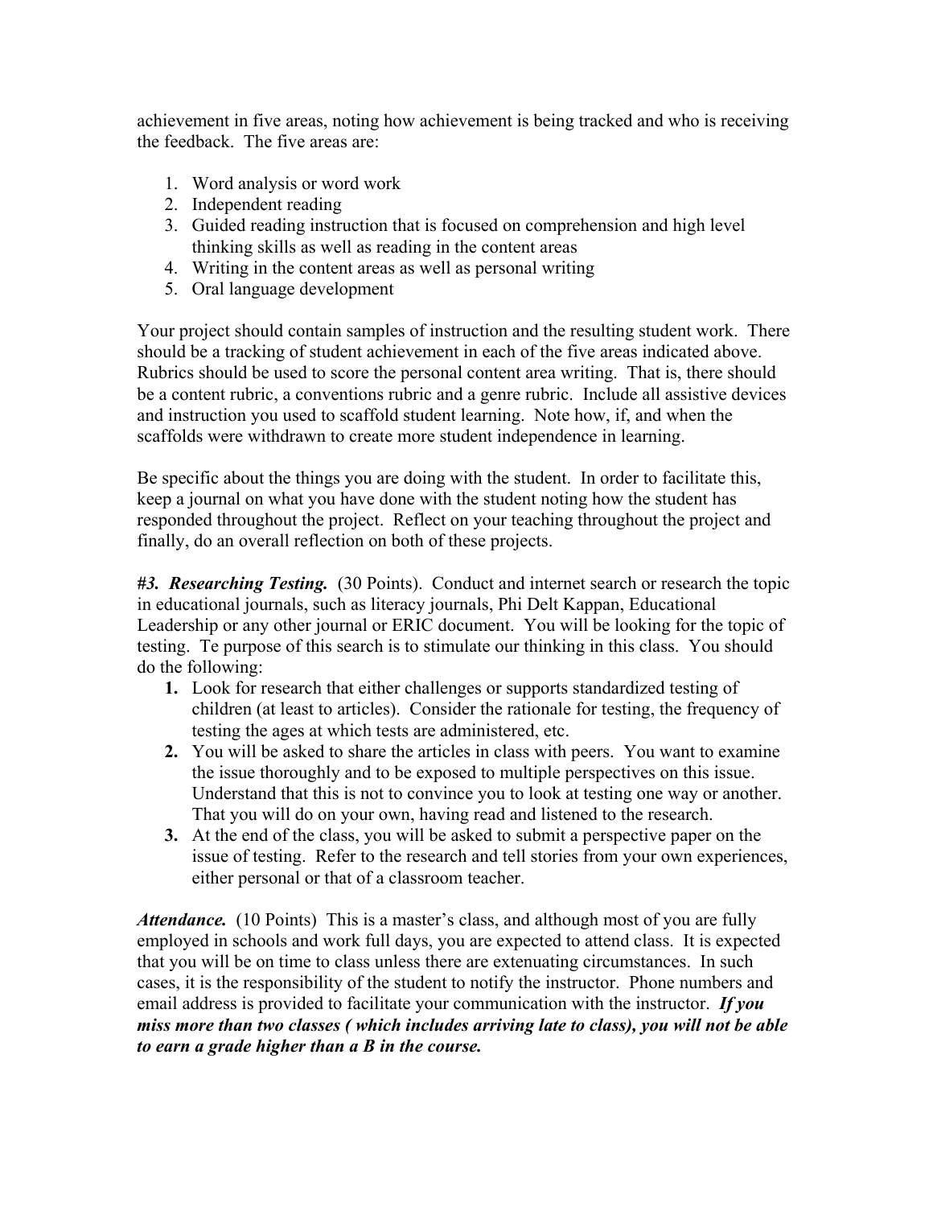achievement in five areas, noting how achievement is being tracked and who is receiving the feedback. The five areas are:

1. Word analysis or word work
2. Independent reading
3. Guided reading instruction that is focused on comprehension and high level thinking skills as well as reading in the content areas
4. Writing in the content areas as well as personal writing
5. Oral language development

Your project should contain samples of instruction and the resulting student work. There should be a tracking of student achievement in each of the five areas indicated above. Rubrics should be used to score the personal content area writing. That is, there should be a content rubric, a conventions rubric and a genre rubric. Include all assistive devices and instruction you used to scaffold student learning. Note how, if, and when the scaffolds were withdrawn to create more student independence in learning.

Be specific about the things you are doing with the student. In order to facilitate this, keep a journal on what you have done with the student noting how the student has responded throughout the project. Reflect on your teaching throughout the project and finally, do an overall reflection on both of these projects.

***#3. Researching Testing.*** (30 Points). Conduct and internet search or research the topic in educational journals, such as literacy journals, Phi Delt Kappan, Educational Leadership or any other journal or ERIC document. You will be looking for the topic of testing. Te purpose of this search is to stimulate our thinking in this class. You should do the following:

1. Look for research that either challenges or supports standardized testing of children (at least to articles). Consider the rationale for testing, the frequency of testing the ages at which tests are administered, etc.
2. You will be asked to share the articles in class with peers. You want to examine the issue thoroughly and to be exposed to multiple perspectives on this issue. Understand that this is not to convince you to look at testing one way or another. That you will do on your own, having read and listened to the research.
3. At the end of the class, you will be asked to submit a perspective paper on the issue of testing. Refer to the research and tell stories from your own experiences, either personal or that of a classroom teacher.

***Attendance.*** (10 Points) This is a master's class, and although most of you are fully employed in schools and work full days, you are expected to attend class. It is expected that you will be on time to class unless there are extenuating circumstances. In such cases, it is the responsibility of the student to notify the instructor. Phone numbers and email address is provided to facilitate your communication with the instructor. ***If you miss more than two classes ( which includes arriving late to class), you will not be able to earn a grade higher than a B in the course.***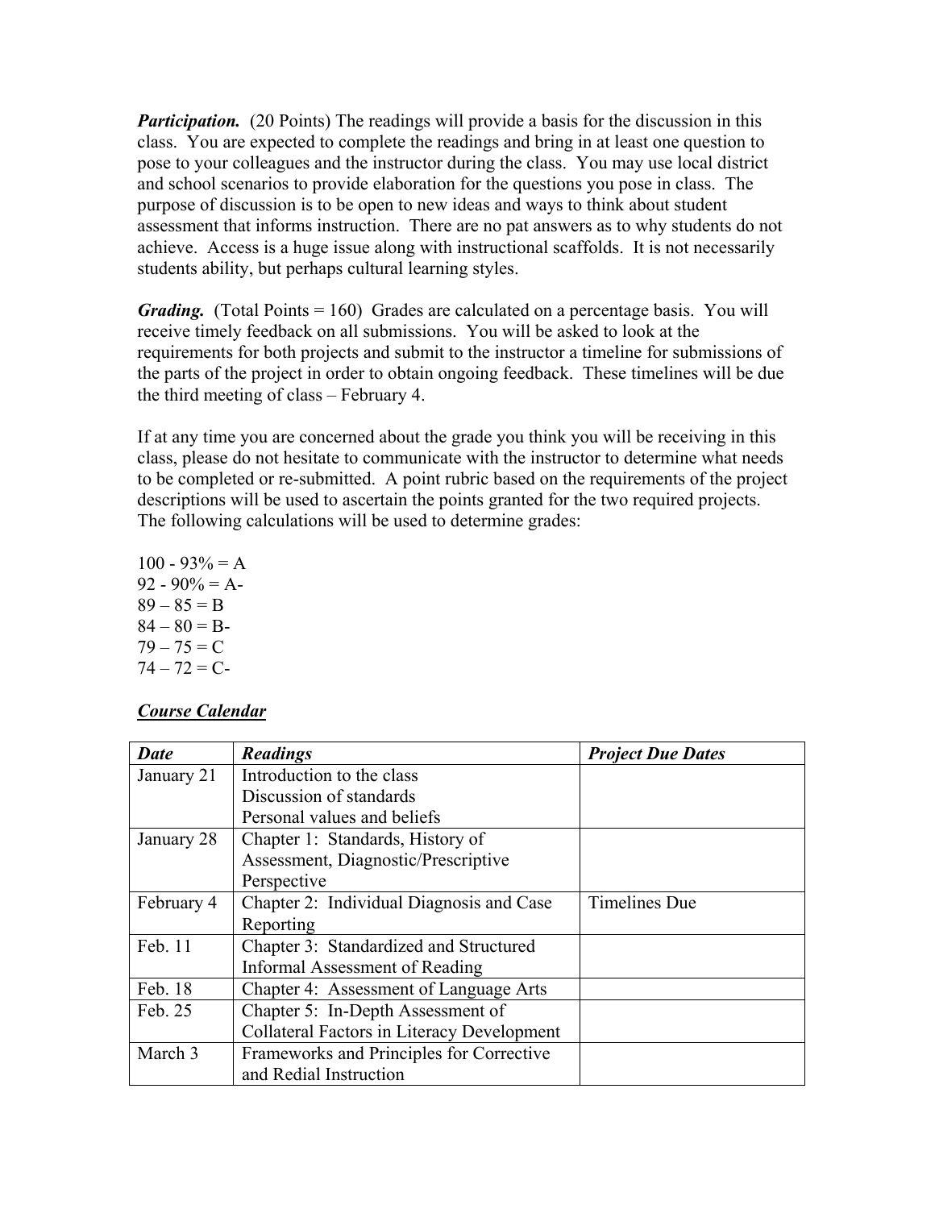***Participation.*** (20 Points) The readings will provide a basis for the discussion in this class. You are expected to complete the readings and bring in at least one question to pose to your colleagues and the instructor during the class. You may use local district and school scenarios to provide elaboration for the questions you pose in class. The purpose of discussion is to be open to new ideas and ways to think about student assessment that informs instruction. There are no pat answers as to why students do not achieve. Access is a huge issue along with instructional scaffolds. It is not necessarily students ability, but perhaps cultural learning styles.

***Grading.*** (Total Points = 160) Grades are calculated on a percentage basis. You will receive timely feedback on all submissions. You will be asked to look at the requirements for both projects and submit to the instructor a timeline for submissions of the parts of the project in order to obtain ongoing feedback. These timelines will be due the third meeting of class – February 4.

If at any time you are concerned about the grade you think you will be receiving in this class, please do not hesitate to communicate with the instructor to determine what needs to be completed or re-submitted. A point rubric based on the requirements of the project descriptions will be used to ascertain the points granted for the two required projects. The following calculations will be used to determine grades:

100 - 93% = A
92 - 90% = A-
89 – 85 = B
84 – 80 = B-
79 – 75 = C
74 – 72 = C-

***<u>Course Calendar</u>***

| ***Date*** | ***Readings*** | ***Project Due Dates*** |
|---|---|---|
| January 21 | Introduction to the class<br>Discussion of standards<br>Personal values and beliefs | |
| January 28 | Chapter 1: Standards, History of Assessment, Diagnostic/Prescriptive Perspective | |
| February 4 | Chapter 2: Individual Diagnosis and Case Reporting | Timelines Due |
| Feb. 11 | Chapter 3: Standardized and Structured Informal Assessment of Reading | |
| Feb. 18 | Chapter 4: Assessment of Language Arts | |
| Feb. 25 | Chapter 5: In-Depth Assessment of Collateral Factors in Literacy Development | |
| March 3 | Frameworks and Principles for Corrective and Redial Instruction | |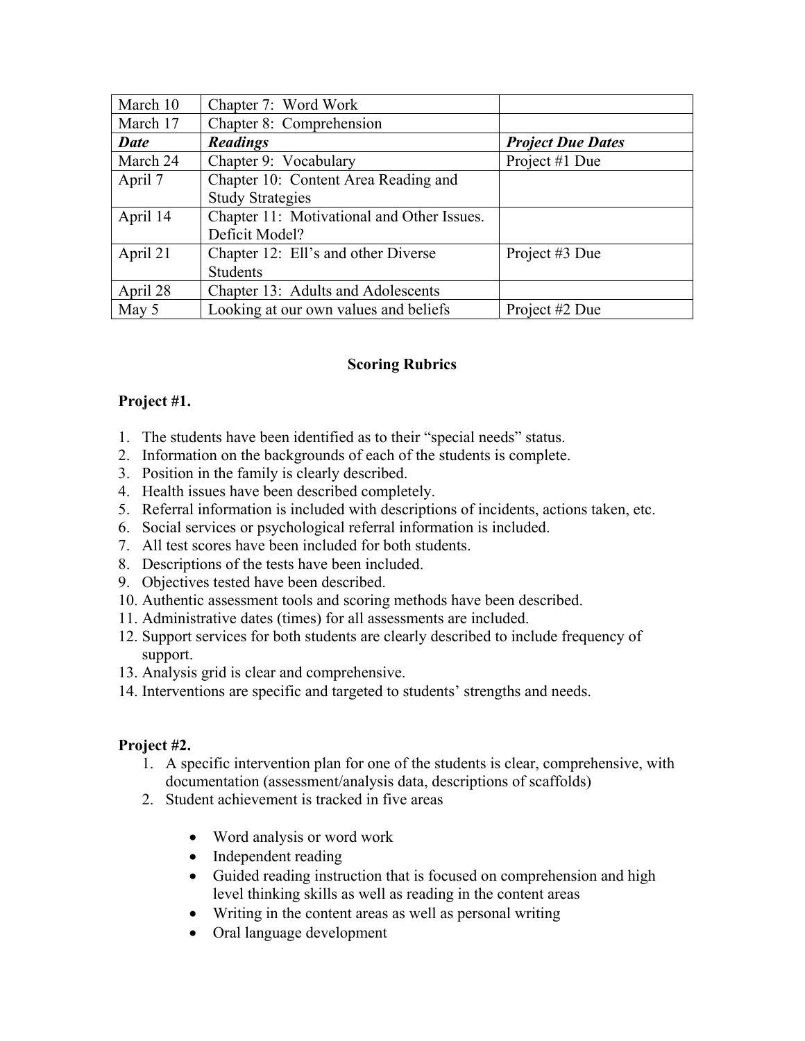| March 10 | Chapter 7: Word Work | |
|---|---|---|
| March 17 | Chapter 8: Comprehension | |
| ***Date*** | ***Readings*** | ***Project Due Dates*** |
| March 24 | Chapter 9: Vocabulary | Project #1 Due |
| April 7 | Chapter 10: Content Area Reading and Study Strategies | |
| April 14 | Chapter 11: Motivational and Other Issues. Deficit Model? | |
| April 21 | Chapter 12: Ell's and other Diverse Students | Project #3 Due |
| April 28 | Chapter 13: Adults and Adolescents | |
| May 5 | Looking at our own values and beliefs | Project #2 Due |

## Scoring Rubrics

### Project #1.

1. The students have been identified as to their "special needs" status.
2. Information on the backgrounds of each of the students is complete.
3. Position in the family is clearly described.
4. Health issues have been described completely.
5. Referral information is included with descriptions of incidents, actions taken, etc.
6. Social services or psychological referral information is included.
7. All test scores have been included for both students.
8. Descriptions of the tests have been included.
9. Objectives tested have been described.
10. Authentic assessment tools and scoring methods have been described.
11. Administrative dates (times) for all assessments are included.
12. Support services for both students are clearly described to include frequency of support.
13. Analysis grid is clear and comprehensive.
14. Interventions are specific and targeted to students' strengths and needs.

### Project #2.

1. A specific intervention plan for one of the students is clear, comprehensive, with documentation (assessment/analysis data, descriptions of scaffolds)
2. Student achievement is tracked in five areas
   - Word analysis or word work
   - Independent reading
   - Guided reading instruction that is focused on comprehension and high level thinking skills as well as reading in the content areas
   - Writing in the content areas as well as personal writing
   - Oral language development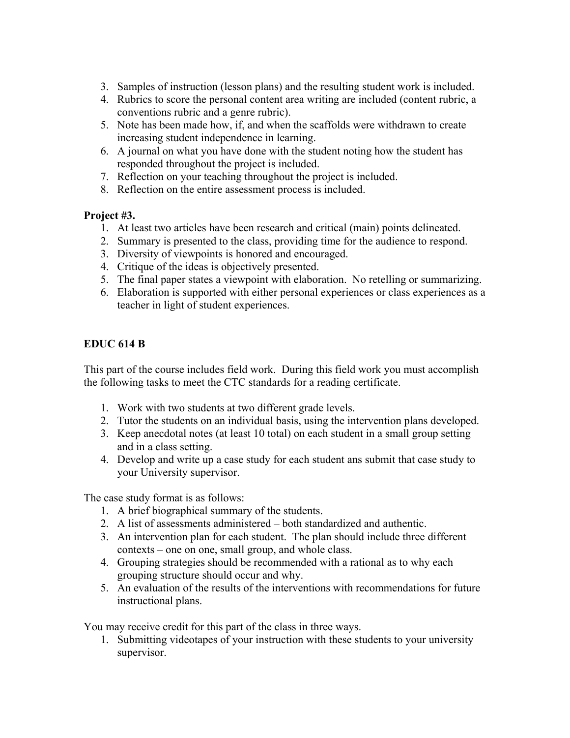3. Samples of instruction (lesson plans) and the resulting student work is included.
4. Rubrics to score the personal content area writing are included (content rubric, a conventions rubric and a genre rubric).
5. Note has been made how, if, and when the scaffolds were withdrawn to create increasing student independence in learning.
6. A journal on what you have done with the student noting how the student has responded throughout the project is included.
7. Reflection on your teaching throughout the project is included.
8. Reflection on the entire assessment process is included.

**Project #3.**

1. At least two articles have been research and critical (main) points delineated.
2. Summary is presented to the class, providing time for the audience to respond.
3. Diversity of viewpoints is honored and encouraged.
4. Critique of the ideas is objectively presented.
5. The final paper states a viewpoint with elaboration. No retelling or summarizing.
6. Elaboration is supported with either personal experiences or class experiences as a teacher in light of student experiences.

**EDUC 614 B**

This part of the course includes field work. During this field work you must accomplish the following tasks to meet the CTC standards for a reading certificate.

1. Work with two students at two different grade levels.
2. Tutor the students on an individual basis, using the intervention plans developed.
3. Keep anecdotal notes (at least 10 total) on each student in a small group setting and in a class setting.
4. Develop and write up a case study for each student ans submit that case study to your University supervisor.

The case study format is as follows:

1. A brief biographical summary of the students.
2. A list of assessments administered – both standardized and authentic.
3. An intervention plan for each student. The plan should include three different contexts – one on one, small group, and whole class.
4. Grouping strategies should be recommended with a rational as to why each grouping structure should occur and why.
5. An evaluation of the results of the interventions with recommendations for future instructional plans.

You may receive credit for this part of the class in three ways.

1. Submitting videotapes of your instruction with these students to your university supervisor.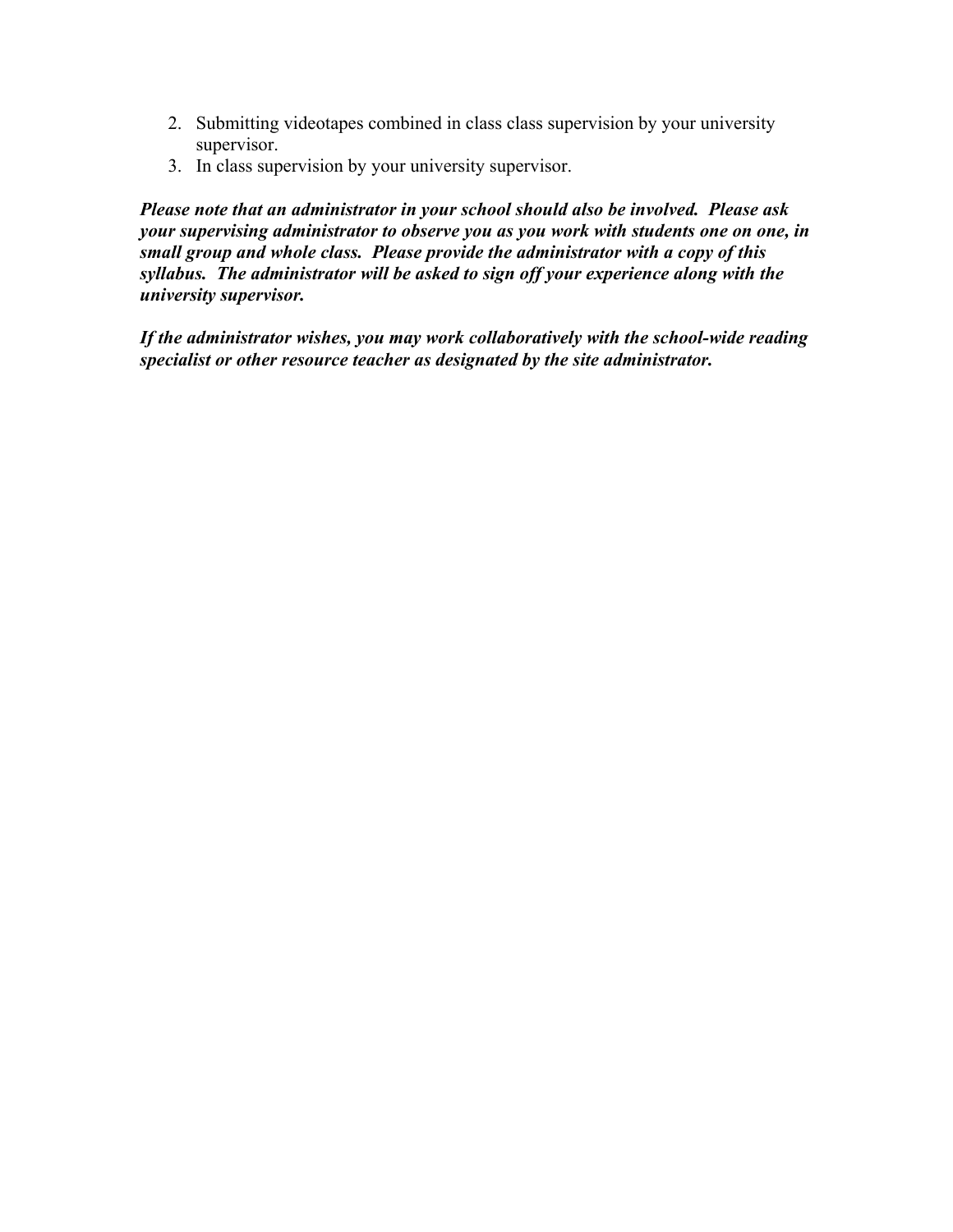2. Submitting videotapes combined in class class supervision by your university supervisor.
3. In class supervision by your university supervisor.

***Please note that an administrator in your school should also be involved. Please ask your supervising administrator to observe you as you work with students one on one, in small group and whole class. Please provide the administrator with a copy of this syllabus. The administrator will be asked to sign off your experience along with the university supervisor.***

***If the administrator wishes, you may work collaboratively with the school-wide reading specialist or other resource teacher as designated by the site administrator.***